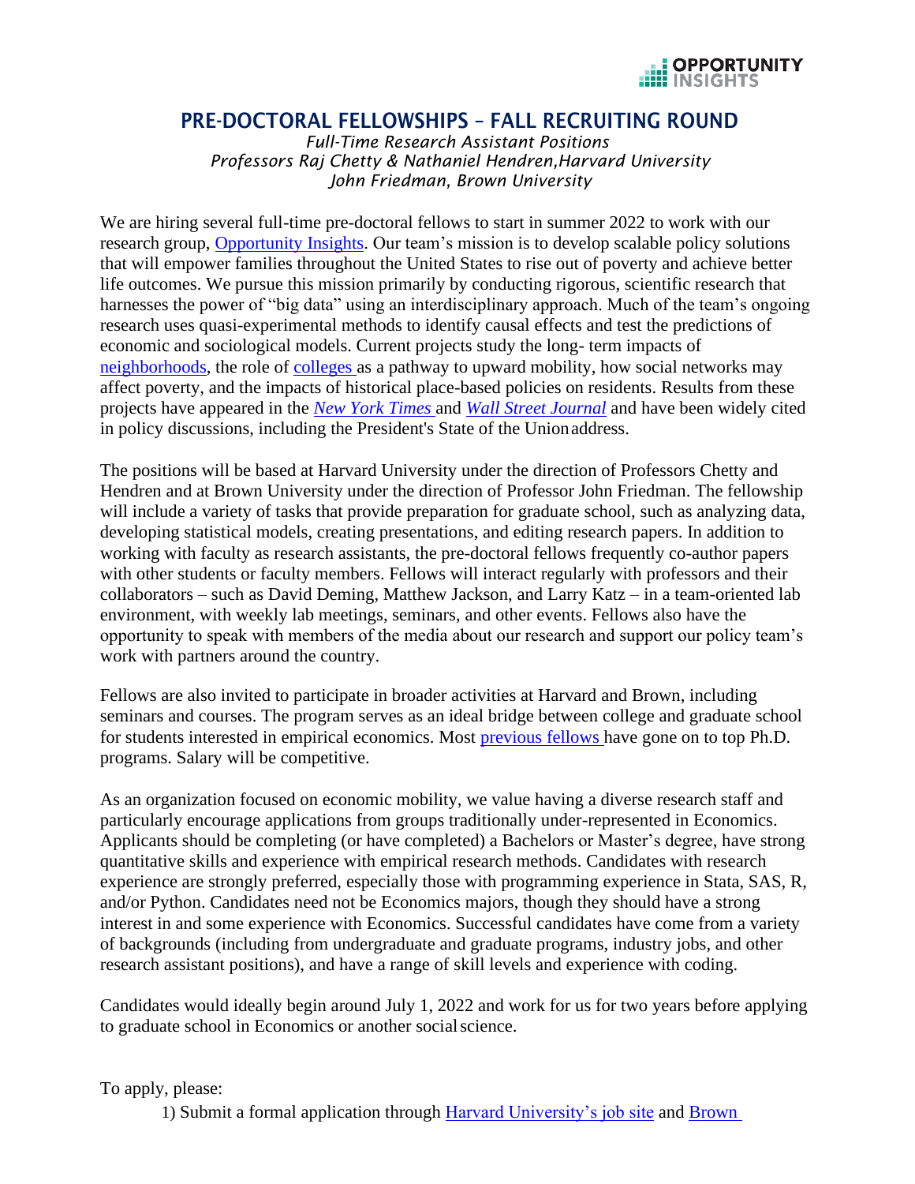# PRE-DOCTORAL FELLOWSHIPS – FALL RECRUITING ROUND

*Full-Time Research Assistant Positions*
*Professors Raj Chetty & Nathaniel Hendren,Harvard University*
*John Friedman, Brown University*

We are hiring several full-time pre-doctoral fellows to start in summer 2022 to work with our research group, Opportunity Insights. Our team's mission is to develop scalable policy solutions that will empower families throughout the United States to rise out of poverty and achieve better life outcomes. We pursue this mission primarily by conducting rigorous, scientific research that harnesses the power of "big data" using an interdisciplinary approach. Much of the team's ongoing research uses quasi-experimental methods to identify causal effects and test the predictions of economic and sociological models. Current projects study the long- term impacts of neighborhoods, the role of colleges as a pathway to upward mobility, how social networks may affect poverty, and the impacts of historical place-based policies on residents. Results from these projects have appeared in the *New York Times* and *Wall Street Journal* and have been widely cited in policy discussions, including the President's State of the Union address.

The positions will be based at Harvard University under the direction of Professors Chetty and Hendren and at Brown University under the direction of Professor John Friedman. The fellowship will include a variety of tasks that provide preparation for graduate school, such as analyzing data, developing statistical models, creating presentations, and editing research papers. In addition to working with faculty as research assistants, the pre-doctoral fellows frequently co-author papers with other students or faculty members. Fellows will interact regularly with professors and their collaborators – such as David Deming, Matthew Jackson, and Larry Katz – in a team-oriented lab environment, with weekly lab meetings, seminars, and other events. Fellows also have the opportunity to speak with members of the media about our research and support our policy team's work with partners around the country.

Fellows are also invited to participate in broader activities at Harvard and Brown, including seminars and courses. The program serves as an ideal bridge between college and graduate school for students interested in empirical economics. Most previous fellows have gone on to top Ph.D. programs. Salary will be competitive.

As an organization focused on economic mobility, we value having a diverse research staff and particularly encourage applications from groups traditionally under-represented in Economics. Applicants should be completing (or have completed) a Bachelors or Master's degree, have strong quantitative skills and experience with empirical research methods. Candidates with research experience are strongly preferred, especially those with programming experience in Stata, SAS, R, and/or Python. Candidates need not be Economics majors, though they should have a strong interest in and some experience with Economics. Successful candidates have come from a variety of backgrounds (including from undergraduate and graduate programs, industry jobs, and other research assistant positions), and have a range of skill levels and experience with coding.

Candidates would ideally begin around July 1, 2022 and work for us for two years before applying to graduate school in Economics or another social science.

To apply, please:

1) Submit a formal application through Harvard University's job site and Brown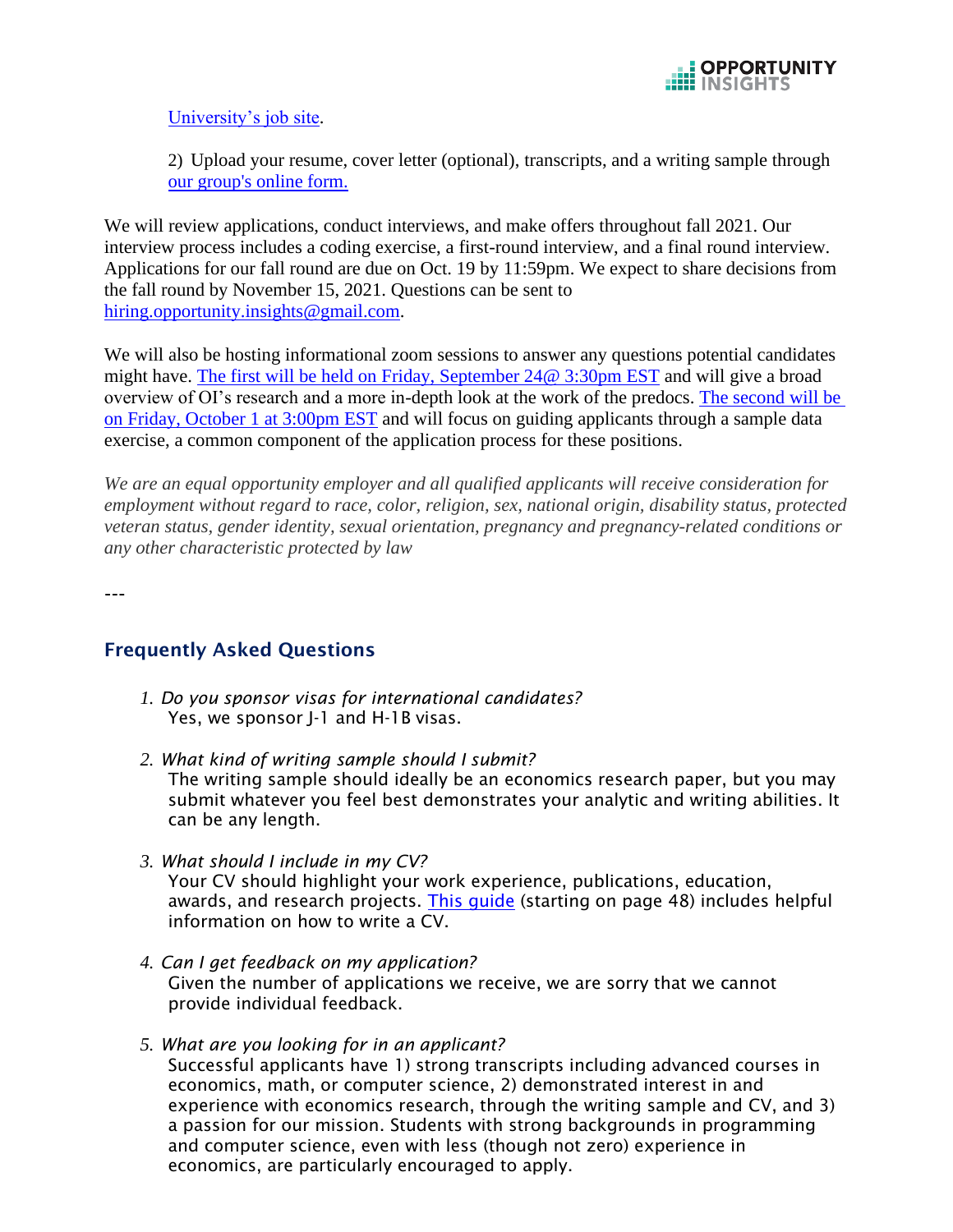[University's job site](#).

2) Upload your resume, cover letter (optional), transcripts, and a writing sample through [our group's online form.](#)

We will review applications, conduct interviews, and make offers throughout fall 2021. Our interview process includes a coding exercise, a first-round interview, and a final round interview. Applications for our fall round are due on Oct. 19 by 11:59pm. We expect to share decisions from the fall round by November 15, 2021. Questions can be sent to [hiring.opportunity.insights@gmail.com](mailto:hiring.opportunity.insights@gmail.com).

We will also be hosting informational zoom sessions to answer any questions potential candidates might have. [The first will be held on Friday, September 24@ 3:30pm EST](#) and will give a broad overview of OI's research and a more in-depth look at the work of the predocs. [The second will be on Friday, October 1 at 3:00pm EST](#) and will focus on guiding applicants through a sample data exercise, a common component of the application process for these positions.

*We are an equal opportunity employer and all qualified applicants will receive consideration for employment without regard to race, color, religion, sex, national origin, disability status, protected veteran status, gender identity, sexual orientation, pregnancy and pregnancy-related conditions or any other characteristic protected by law*

---

## Frequently Asked Questions

1. *Do you sponsor visas for international candidates?*
   Yes, we sponsor J-1 and H-1B visas.

2. *What kind of writing sample should I submit?*
   The writing sample should ideally be an economics research paper, but you may submit whatever you feel best demonstrates your analytic and writing abilities. It can be any length.

3. *What should I include in my CV?*
   Your CV should highlight your work experience, publications, education, awards, and research projects. [This guide](#) (starting on page 48) includes helpful information on how to write a CV.

4. *Can I get feedback on my application?*
   Given the number of applications we receive, we are sorry that we cannot provide individual feedback.

5. *What are you looking for in an applicant?*
   Successful applicants have 1) strong transcripts including advanced courses in economics, math, or computer science, 2) demonstrated interest in and experience with economics research, through the writing sample and CV, and 3) a passion for our mission. Students with strong backgrounds in programming and computer science, even with less (though not zero) experience in economics, are particularly encouraged to apply.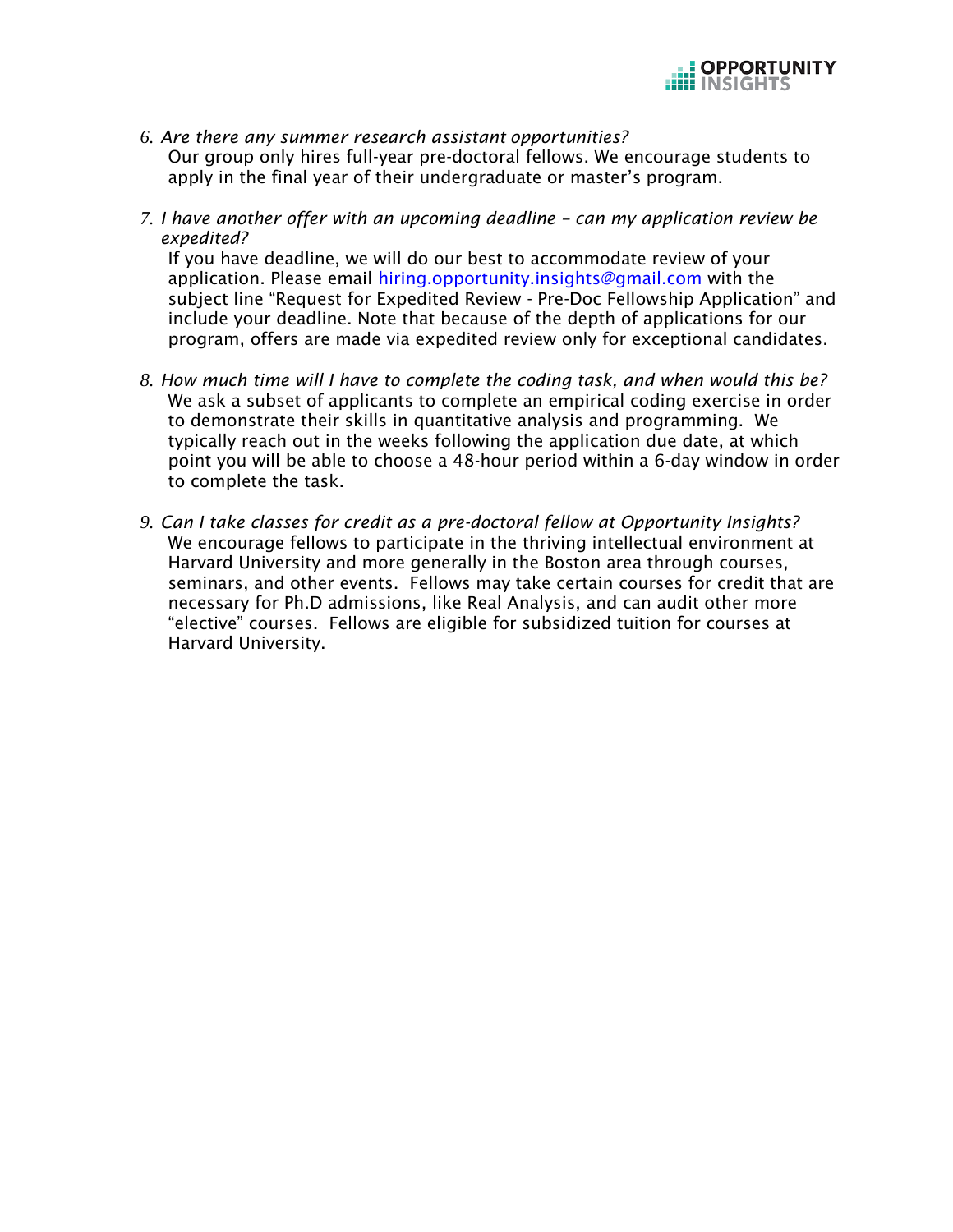6. *Are there any summer research assistant opportunities?*
   Our group only hires full-year pre-doctoral fellows. We encourage students to apply in the final year of their undergraduate or master's program.

7. *I have another offer with an upcoming deadline – can my application review be expedited?*
   If you have deadline, we will do our best to accommodate review of your application. Please email [hiring.opportunity.insights@gmail.com](mailto:hiring.opportunity.insights@gmail.com) with the subject line "Request for Expedited Review - Pre-Doc Fellowship Application" and include your deadline. Note that because of the depth of applications for our program, offers are made via expedited review only for exceptional candidates.

8. *How much time will I have to complete the coding task, and when would this be?*
   We ask a subset of applicants to complete an empirical coding exercise in order to demonstrate their skills in quantitative analysis and programming. We typically reach out in the weeks following the application due date, at which point you will be able to choose a 48-hour period within a 6-day window in order to complete the task.

9. *Can I take classes for credit as a pre-doctoral fellow at Opportunity Insights?*
   We encourage fellows to participate in the thriving intellectual environment at Harvard University and more generally in the Boston area through courses, seminars, and other events. Fellows may take certain courses for credit that are necessary for Ph.D admissions, like Real Analysis, and can audit other more "elective" courses. Fellows are eligible for subsidized tuition for courses at Harvard University.